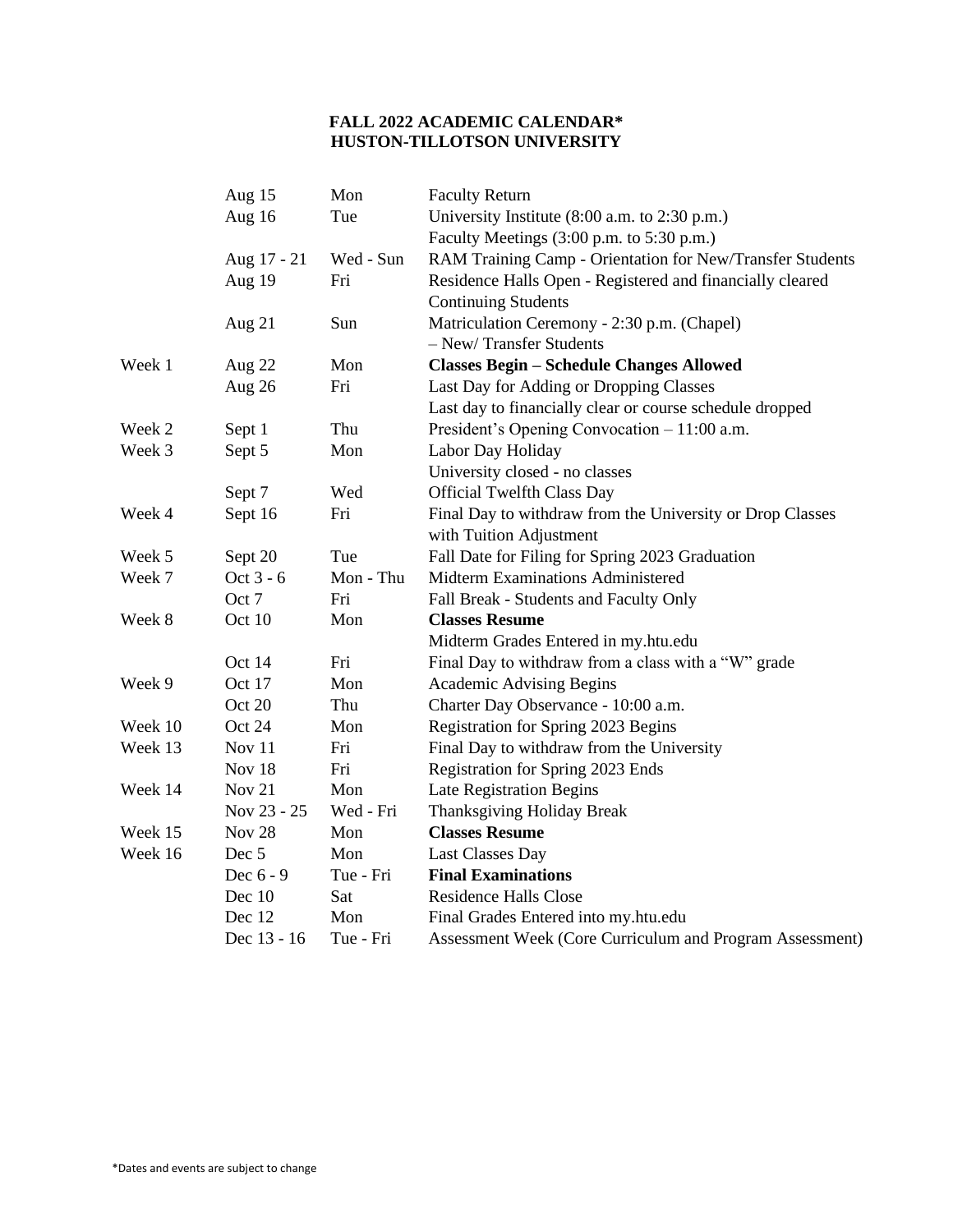# FALL 2022 ACADEMIC CALENDAR*
# HUSTON-TILLOTSON UNIVERSITY

| Week | Date | Day | Event |
|---|---|---|---|
| | Aug 15 | Mon | Faculty Return |
| | Aug 16 | Tue | University Institute (8:00 a.m. to 2:30 p.m.)<br>Faculty Meetings (3:00 p.m. to 5:30 p.m.) |
| | Aug 17 - 21 | Wed - Sun | RAM Training Camp - Orientation for New/Transfer Students |
| | Aug 19 | Fri | Residence Halls Open - Registered and financially cleared Continuing Students |
| | Aug 21 | Sun | Matriculation Ceremony - 2:30 p.m. (Chapel) – New/ Transfer Students |
| Week 1 | Aug 22 | Mon | **Classes Begin – Schedule Changes Allowed** |
| | Aug 26 | Fri | Last Day for Adding or Dropping Classes<br>Last day to financially clear or course schedule dropped |
| Week 2 | Sept 1 | Thu | President's Opening Convocation – 11:00 a.m. |
| Week 3 | Sept 5 | Mon | Labor Day Holiday<br>University closed - no classes |
| | Sept 7 | Wed | Official Twelfth Class Day |
| Week 4 | Sept 16 | Fri | Final Day to withdraw from the University or Drop Classes with Tuition Adjustment |
| Week 5 | Sept 20 | Tue | Fall Date for Filing for Spring 2023 Graduation |
| Week 7 | Oct 3 - 6 | Mon - Thu | Midterm Examinations Administered |
| | Oct 7 | Fri | Fall Break - Students and Faculty Only |
| Week 8 | Oct 10 | Mon | **Classes Resume**<br>Midterm Grades Entered in my.htu.edu |
| | Oct 14 | Fri | Final Day to withdraw from a class with a "W" grade |
| Week 9 | Oct 17 | Mon | Academic Advising Begins |
| | Oct 20 | Thu | Charter Day Observance - 10:00 a.m. |
| Week 10 | Oct 24 | Mon | Registration for Spring 2023 Begins |
| Week 13 | Nov 11 | Fri | Final Day to withdraw from the University |
| | Nov 18 | Fri | Registration for Spring 2023 Ends |
| Week 14 | Nov 21 | Mon | Late Registration Begins |
| | Nov 23 - 25 | Wed - Fri | Thanksgiving Holiday Break |
| Week 15 | Nov 28 | Mon | **Classes Resume** |
| Week 16 | Dec 5 | Mon | Last Classes Day |
| | Dec 6 - 9 | Tue - Fri | **Final Examinations** |
| | Dec 10 | Sat | Residence Halls Close |
| | Dec 12 | Mon | Final Grades Entered into my.htu.edu |
| | Dec 13 - 16 | Tue - Fri | Assessment Week (Core Curriculum and Program Assessment) |

*Dates and events are subject to change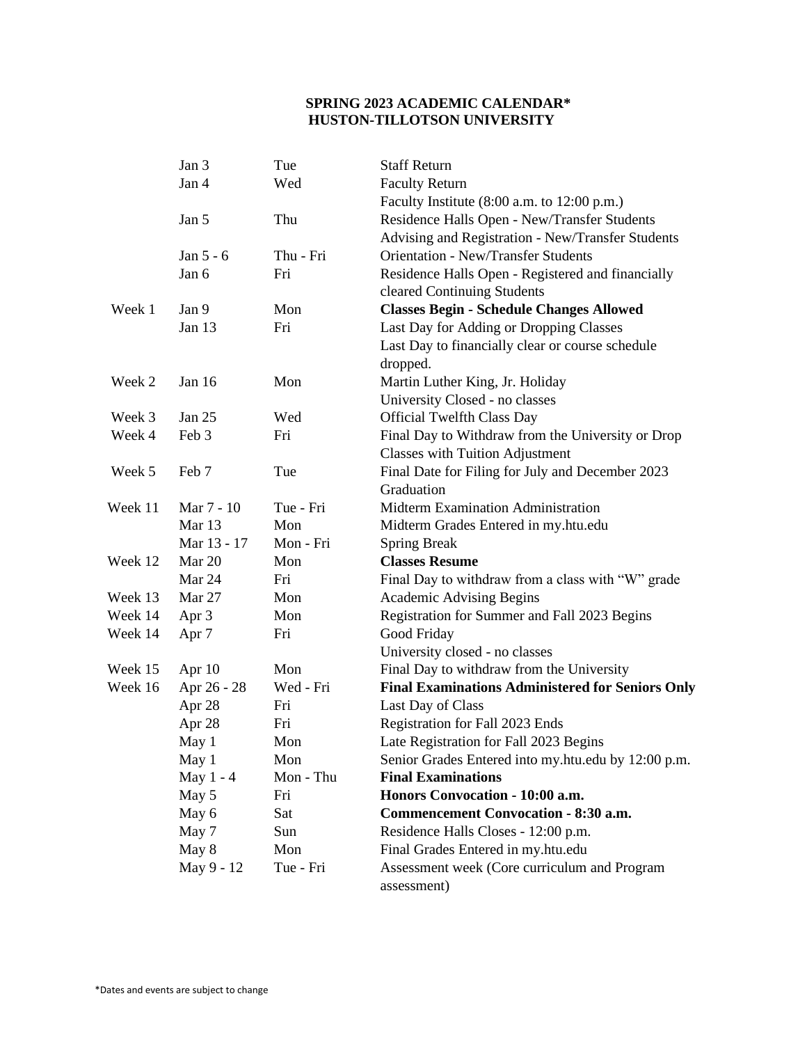## SPRING 2023 ACADEMIC CALENDAR*
## HUSTON-TILLOTSON UNIVERSITY

| Week | Date | Day | Event |
|---|---|---|---|
| | Jan 3 | Tue | Staff Return |
| | Jan 4 | Wed | Faculty Return<br>Faculty Institute (8:00 a.m. to 12:00 p.m.) |
| | Jan 5 | Thu | Residence Halls Open - New/Transfer Students<br>Advising and Registration - New/Transfer Students |
| | Jan 5 - 6 | Thu - Fri | Orientation - New/Transfer Students |
| | Jan 6 | Fri | Residence Halls Open - Registered and financially cleared Continuing Students |
| Week 1 | Jan 9 | Mon | **Classes Begin - Schedule Changes Allowed** |
| | Jan 13 | Fri | Last Day for Adding or Dropping Classes<br>Last Day to financially clear or course schedule dropped. |
| Week 2 | Jan 16 | Mon | Martin Luther King, Jr. Holiday<br>University Closed - no classes |
| Week 3 | Jan 25 | Wed | Official Twelfth Class Day |
| Week 4 | Feb 3 | Fri | Final Day to Withdraw from the University or Drop Classes with Tuition Adjustment |
| Week 5 | Feb 7 | Tue | Final Date for Filing for July and December 2023 Graduation |
| Week 11 | Mar 7 - 10 | Tue - Fri | Midterm Examination Administration |
| | Mar 13 | Mon | Midterm Grades Entered in my.htu.edu |
| | Mar 13 - 17 | Mon - Fri | Spring Break |
| Week 12 | Mar 20 | Mon | **Classes Resume** |
| | Mar 24 | Fri | Final Day to withdraw from a class with "W" grade |
| Week 13 | Mar 27 | Mon | Academic Advising Begins |
| Week 14 | Apr 3 | Mon | Registration for Summer and Fall 2023 Begins |
| Week 14 | Apr 7 | Fri | Good Friday<br>University closed - no classes |
| Week 15 | Apr 10 | Mon | Final Day to withdraw from the University |
| Week 16 | Apr 26 - 28 | Wed - Fri | **Final Examinations Administered for Seniors Only** |
| | Apr 28 | Fri | Last Day of Class |
| | Apr 28 | Fri | Registration for Fall 2023 Ends |
| | May 1 | Mon | Late Registration for Fall 2023 Begins |
| | May 1 | Mon | Senior Grades Entered into my.htu.edu by 12:00 p.m. |
| | May 1 - 4 | Mon - Thu | **Final Examinations** |
| | May 5 | Fri | **Honors Convocation - 10:00 a.m.** |
| | May 6 | Sat | **Commencement Convocation - 8:30 a.m.** |
| | May 7 | Sun | Residence Halls Closes - 12:00 p.m. |
| | May 8 | Mon | Final Grades Entered in my.htu.edu |
| | May 9 - 12 | Tue - Fri | Assessment week (Core curriculum and Program assessment) |

*Dates and events are subject to change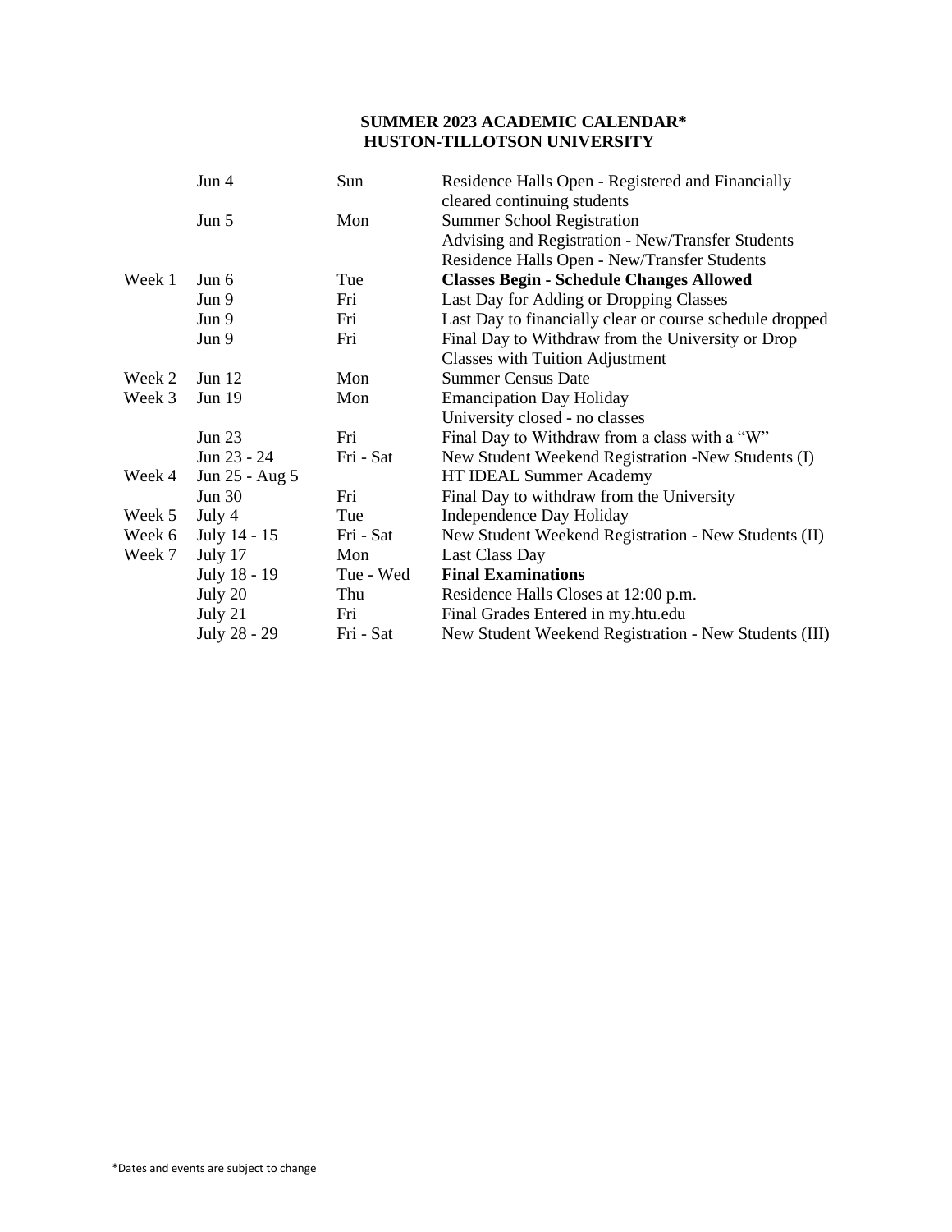# SUMMER 2023 ACADEMIC CALENDAR*
## HUSTON-TILLOTSON UNIVERSITY

| | | | |
|---|---|---|---|
| | Jun 4 | Sun | Residence Halls Open - Registered and Financially cleared continuing students |
| | Jun 5 | Mon | Summer School Registration<br>Advising and Registration - New/Transfer Students<br>Residence Halls Open - New/Transfer Students |
| Week 1 | Jun 6 | Tue | **Classes Begin - Schedule Changes Allowed** |
| | Jun 9 | Fri | Last Day for Adding or Dropping Classes |
| | Jun 9 | Fri | Last Day to financially clear or course schedule dropped |
| | Jun 9 | Fri | Final Day to Withdraw from the University or Drop Classes with Tuition Adjustment |
| Week 2 | Jun 12 | Mon | Summer Census Date |
| Week 3 | Jun 19 | Mon | Emancipation Day Holiday<br>University closed - no classes |
| | Jun 23 | Fri | Final Day to Withdraw from a class with a “W” |
| | Jun 23 - 24 | Fri - Sat | New Student Weekend Registration -New Students (I) |
| Week 4 | Jun 25 - Aug 5 | | HT IDEAL Summer Academy |
| | Jun 30 | Fri | Final Day to withdraw from the University |
| Week 5 | July 4 | Tue | Independence Day Holiday |
| Week 6 | July 14 - 15 | Fri - Sat | New Student Weekend Registration - New Students (II) |
| Week 7 | July 17 | Mon | Last Class Day |
| | July 18 - 19 | Tue - Wed | **Final Examinations** |
| | July 20 | Thu | Residence Halls Closes at 12:00 p.m. |
| | July 21 | Fri | Final Grades Entered in my.htu.edu |
| | July 28 - 29 | Fri - Sat | New Student Weekend Registration - New Students (III) |

*Dates and events are subject to change